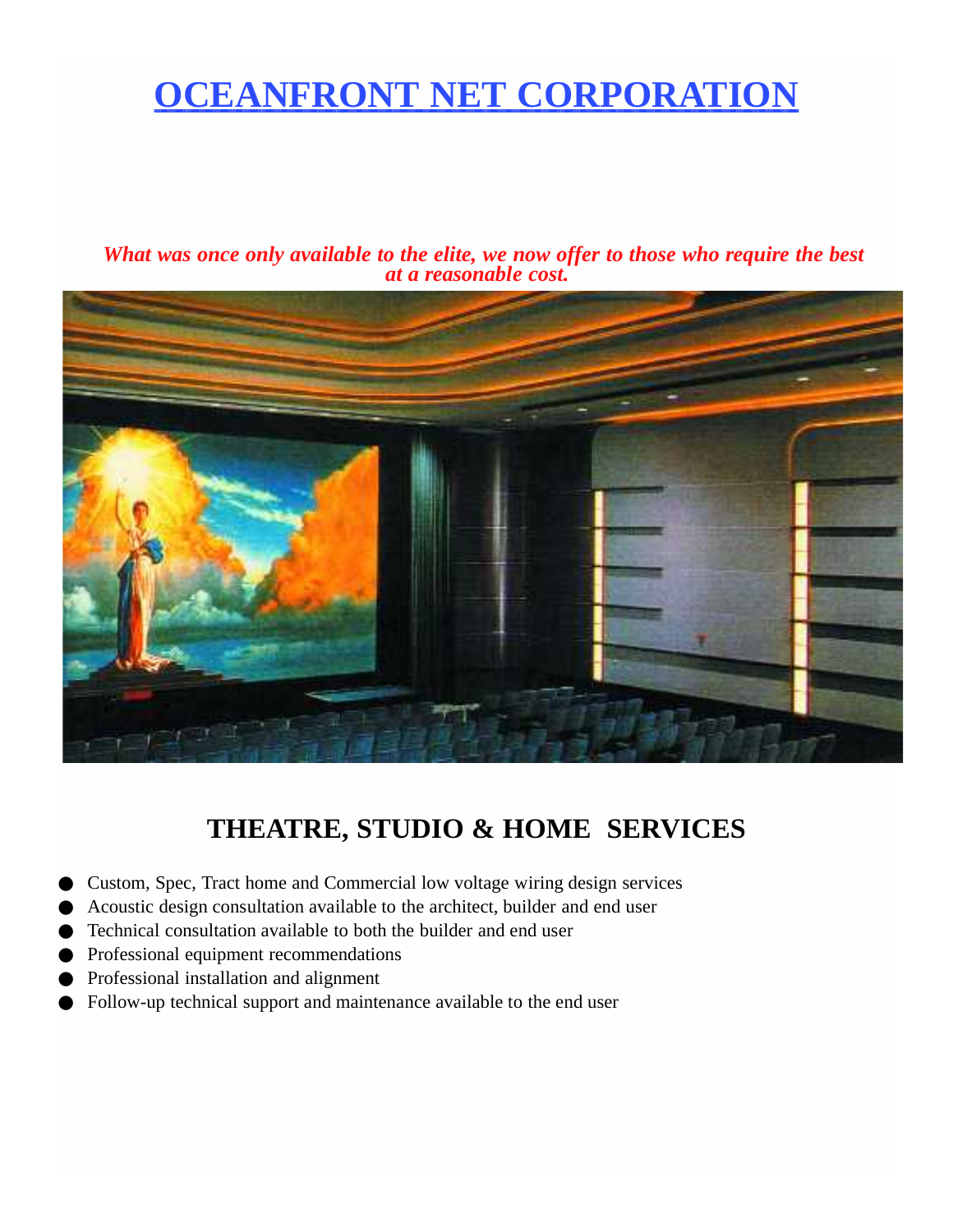# OCEANFRONT NET CORPORATION

***What was once only available to the elite, we now offer to those who require the best at a reasonable cost.***

## THEATRE, STUDIO & HOME SERVICES

- Custom, Spec, Tract home and Commercial low voltage wiring design services
- Acoustic design consultation available to the architect, builder and end user
- Technical consultation available to both the builder and end user
- Professional equipment recommendations
- Professional installation and alignment
- Follow-up technical support and maintenance available to the end user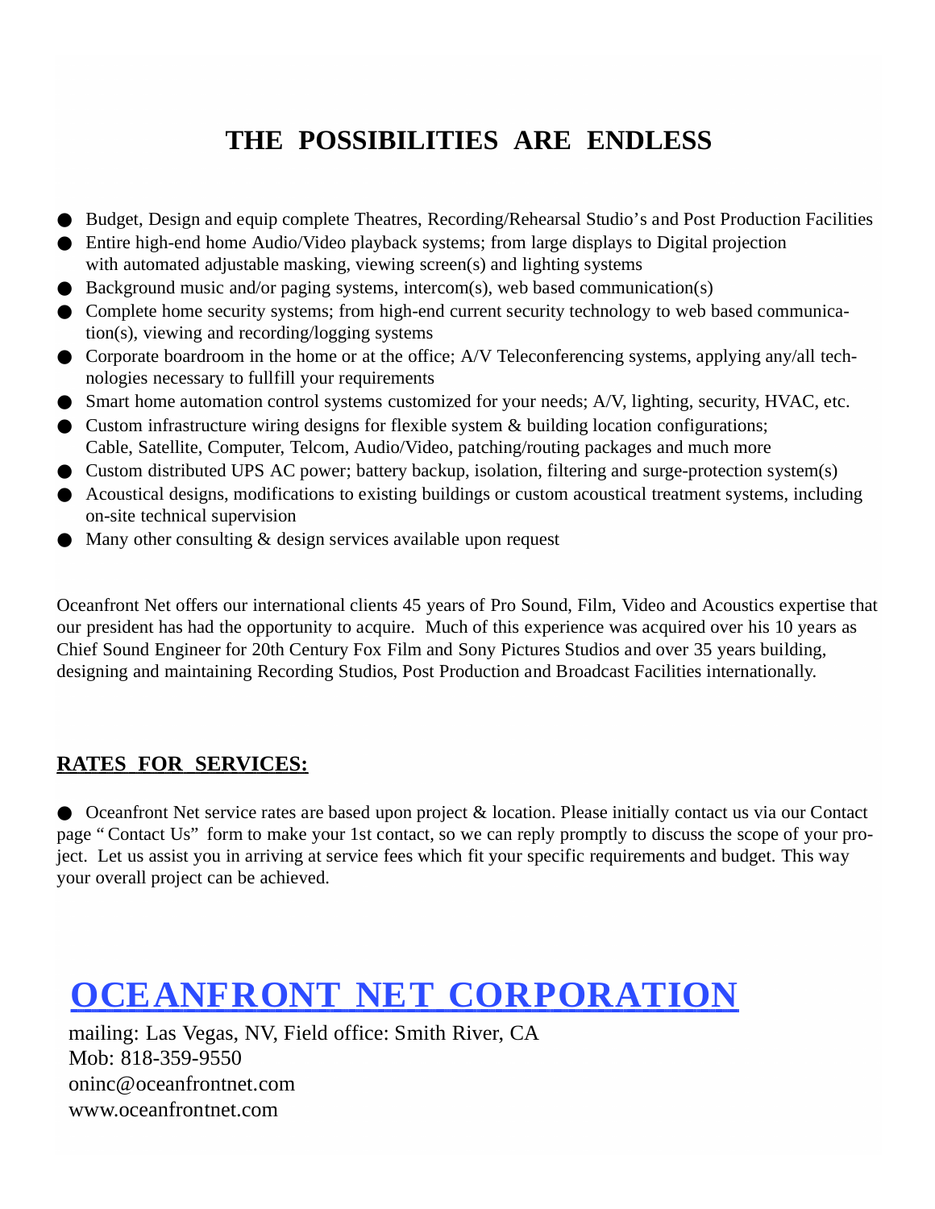# THE POSSIBILITIES ARE ENDLESS

- Budget, Design and equip complete Theatres, Recording/Rehearsal Studio's and Post Production Facilities
- Entire high-end home Audio/Video playback systems; from large displays to Digital projection with automated adjustable masking, viewing screen(s) and lighting systems
- Background music and/or paging systems, intercom(s), web based communication(s)
- Complete home security systems; from high-end current security technology to web based communication(s), viewing and recording/logging systems
- Corporate boardroom in the home or at the office; A/V Teleconferencing systems, applying any/all technologies necessary to fullfill your requirements
- Smart home automation control systems customized for your needs; A/V, lighting, security, HVAC, etc.
- Custom infrastructure wiring designs for flexible system & building location configurations; Cable, Satellite, Computer, Telcom, Audio/Video, patching/routing packages and much more
- Custom distributed UPS AC power; battery backup, isolation, filtering and surge-protection system(s)
- Acoustical designs, modifications to existing buildings or custom acoustical treatment systems, including on-site technical supervision
- Many other consulting & design services available upon request

Oceanfront Net offers our international clients 45 years of Pro Sound, Film, Video and Acoustics expertise that our president has had the opportunity to acquire. Much of this experience was acquired over his 10 years as Chief Sound Engineer for 20th Century Fox Film and Sony Pictures Studios and over 35 years building, designing and maintaining Recording Studios, Post Production and Broadcast Facilities internationally.

## RATES FOR SERVICES:

- Oceanfront Net service rates are based upon project & location. Please initially contact us via our Contact page " Contact Us" form to make your 1st contact, so we can reply promptly to discuss the scope of your project. Let us assist you in arriving at service fees which fit your specific requirements and budget. This way your overall project can be achieved.

# OCEANFRONT NET CORPORATION

mailing: Las Vegas, NV, Field office: Smith River, CA
Mob: 818-359-9550
oninc@oceanfrontnet.com
www.oceanfrontnet.com